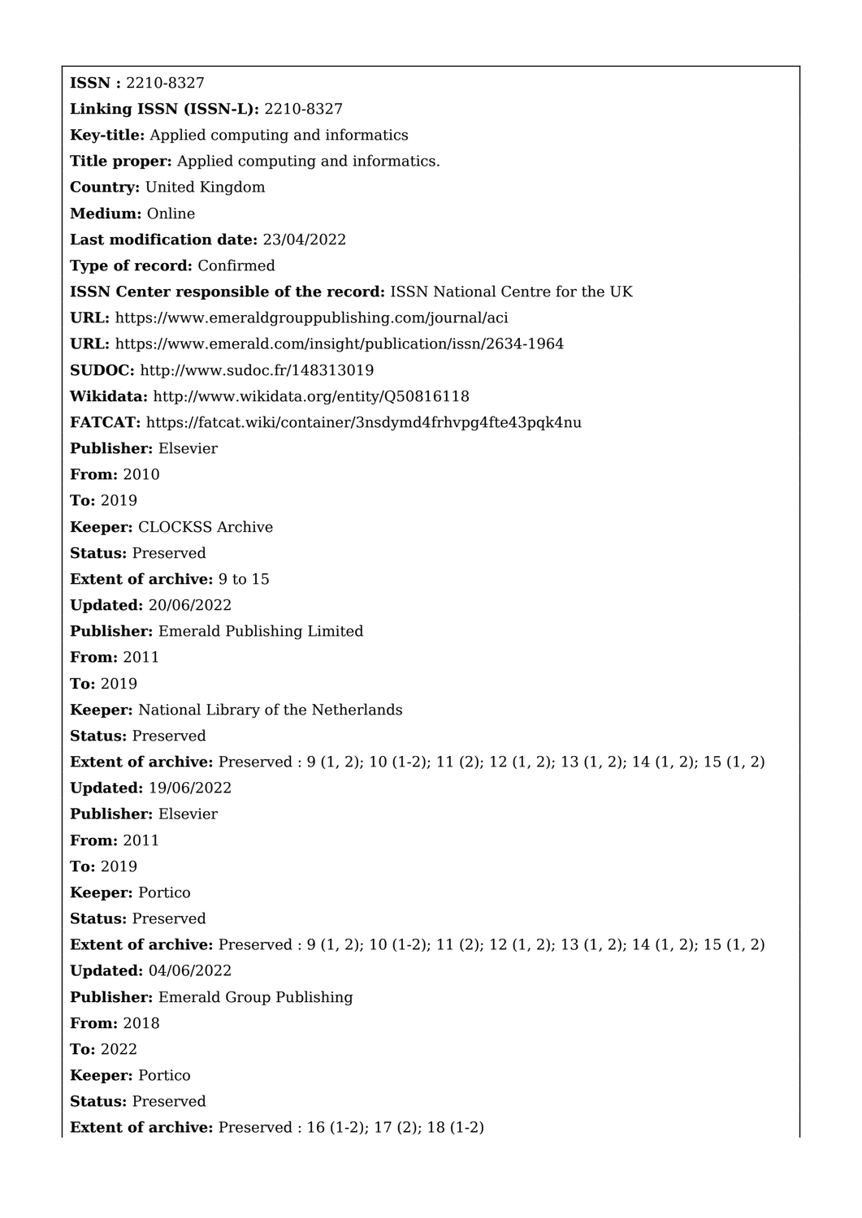**ISSN :** 2210-8327

**Linking ISSN (ISSN-L):** 2210-8327

**Key-title:** Applied computing and informatics

**Title proper:** Applied computing and informatics.

**Country:** United Kingdom

**Medium:** Online

**Last modification date:** 23/04/2022

**Type of record:** Confirmed

**ISSN Center responsible of the record:** ISSN National Centre for the UK

**URL:** https://www.emeraldgrouppublishing.com/journal/aci

**URL:** https://www.emerald.com/insight/publication/issn/2634-1964

**SUDOC:** http://www.sudoc.fr/148313019

**Wikidata:** http://www.wikidata.org/entity/Q50816118

**FATCAT:** https://fatcat.wiki/container/3nsdymd4frhvpg4fte43pqk4nu

**Publisher:** Elsevier

**From:** 2010

**To:** 2019

**Keeper:** CLOCKSS Archive

**Status:** Preserved

**Extent of archive:** 9 to 15

**Updated:** 20/06/2022

**Publisher:** Emerald Publishing Limited

**From:** 2011

**To:** 2019

**Keeper:** National Library of the Netherlands

**Status:** Preserved

**Extent of archive:** Preserved : 9 (1, 2); 10 (1-2); 11 (2); 12 (1, 2); 13 (1, 2); 14 (1, 2); 15 (1, 2)

**Updated:** 19/06/2022

**Publisher:** Elsevier

**From:** 2011

**To:** 2019

**Keeper:** Portico

**Status:** Preserved

**Extent of archive:** Preserved : 9 (1, 2); 10 (1-2); 11 (2); 12 (1, 2); 13 (1, 2); 14 (1, 2); 15 (1, 2)

**Updated:** 04/06/2022

**Publisher:** Emerald Group Publishing

**From:** 2018

**To:** 2022

**Keeper:** Portico

**Status:** Preserved

**Extent of archive:** Preserved : 16 (1-2); 17 (2); 18 (1-2)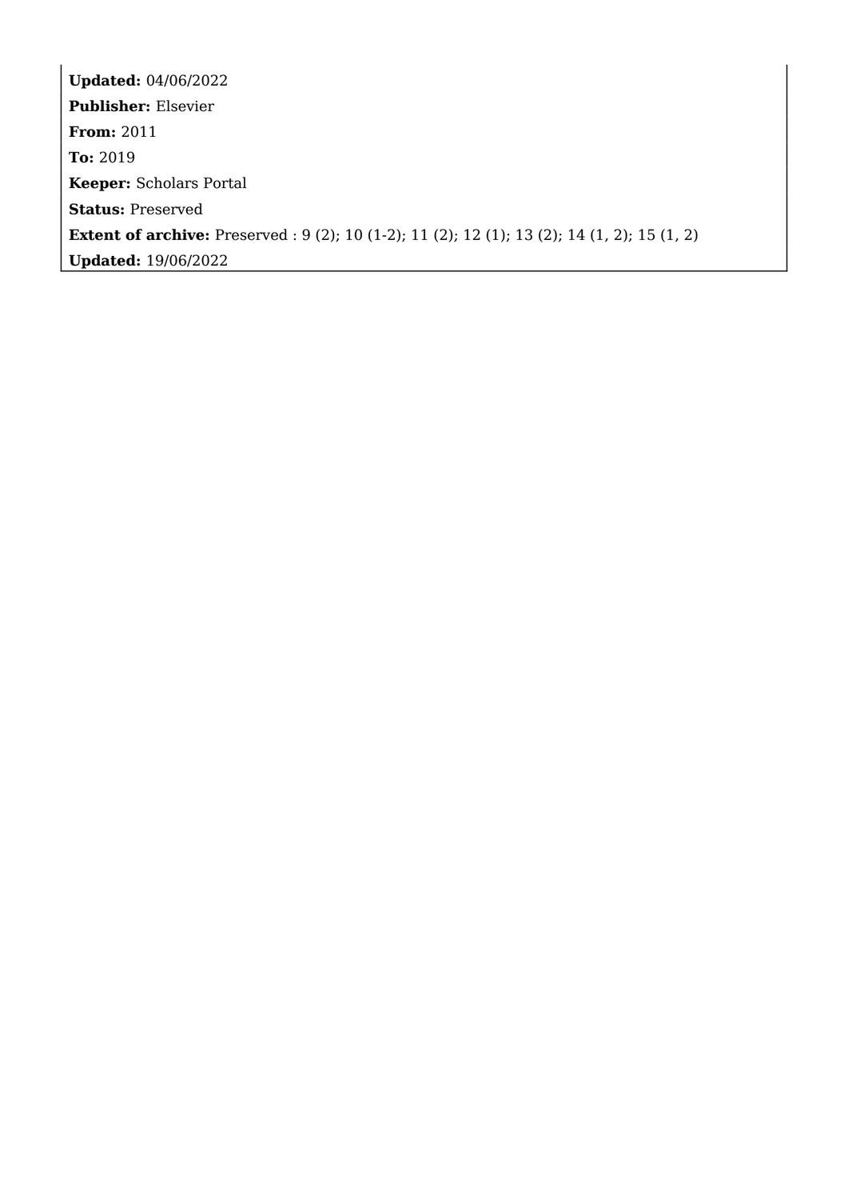**Updated:** 04/06/2022

**Publisher:** Elsevier

**From:** 2011

**To:** 2019

**Keeper:** Scholars Portal

**Status:** Preserved

**Extent of archive:** Preserved : 9 (2); 10 (1-2); 11 (2); 12 (1); 13 (2); 14 (1, 2); 15 (1, 2)

**Updated:** 19/06/2022